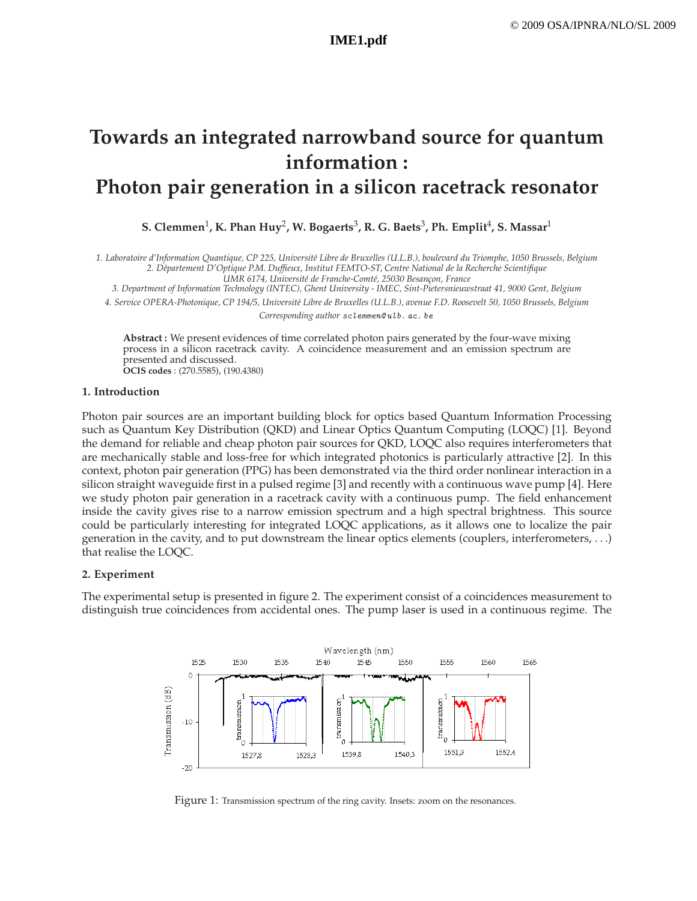# Towards an integrated narrowband source for quantum information : Photon pair generation in a silicon racetrack resonator

**S. Clemmen[1], K. Phan Huy[2], W. Bogaerts[3], R. G. Baets[3], Ph. Emplit[4], S. Massar[1]**

*1. Laboratoire d'Information Quantique, CP 225, Université Libre de Bruxelles (U.L.B.), boulevard du Triomphe, 1050 Brussels, Belgium*
*2. Département D'Optique P.M. Duffieux, Institut FEMTO-ST, Centre National de la Recherche Scientifique UMR 6174, Université de Franche-Comté, 25030 Besançon, France*
*3. Department of Information Technology (INTEC), Ghent University - IMEC, Sint-Pietersnieuwstraat 41, 9000 Gent, Belgium*
*4. Service OPERA-Photonique, CP 194/5, Université Libre de Bruxelles (U.L.B.), avenue F.D. Roosevelt 50, 1050 Brussels, Belgium*
*Corresponding author* `sclemmen@ulb.ac.be`

**Abstract :** We present evidences of time correlated photon pairs generated by the four-wave mixing process in a silicon racetrack cavity. A coincidence measurement and an emission spectrum are presented and discussed.
**OCIS codes** : (270.5585), (190.4380)

## 1. Introduction

Photon pair sources are an important building block for optics based Quantum Information Processing such as Quantum Key Distribution (QKD) and Linear Optics Quantum Computing (LOQC) [1]. Beyond the demand for reliable and cheap photon pair sources for QKD, LOQC also requires interferometers that are mechanically stable and loss-free for which integrated photonics is particularly attractive [2]. In this context, photon pair generation (PPG) has been demonstrated via the third order nonlinear interaction in a silicon straight waveguide first in a pulsed regime [3] and recently with a continuous wave pump [4]. Here we study photon pair generation in a racetrack cavity with a continuous pump. The field enhancement inside the cavity gives rise to a narrow emission spectrum and a high spectral brightness. This source could be particularly interesting for integrated LOQC applications, as it allows one to localize the pair generation in the cavity, and to put downstream the linear optics elements (couplers, interferometers, . . .) that realise the LOQC.

## 2. Experiment

The experimental setup is presented in figure 2. The experiment consist of a coincidences measurement to distinguish true coincidences from accidental ones. The pump laser is used in a continuous regime. The

Figure 1: Transmission spectrum of the ring cavity. Insets: zoom on the resonances.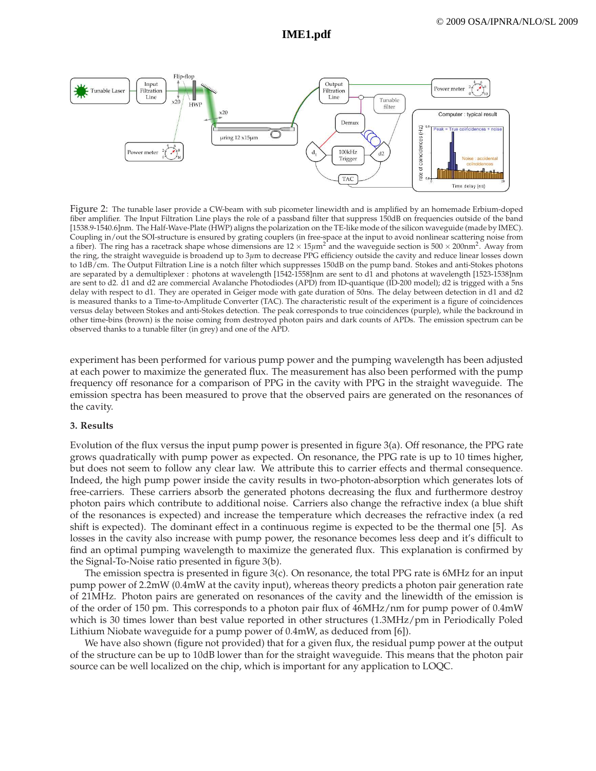Figure 2: The tunable laser provide a CW-beam with sub picometer linewidth and is amplified by an homemade Erbium-doped fiber amplifier. The Input Filtration Line plays the role of a passband filter that suppress 150dB on frequencies outside of the band [1538.9-1540.6]nm. The Half-Wave-Plate (HWP) aligns the polarization on the TE-like mode of the silicon waveguide (made by IMEC). Coupling in/out the SOI-structure is ensured by grating couplers (in free-space at the input to avoid nonlinear scattering noise from a fiber). The ring has a racetrack shape whose dimensions are $12 \times 15\mu\text{m}^2$ and the waveguide section is $500 \times 200\text{nm}^2$. Away from the ring, the straight waveguide is broadend up to $3\mu$m to decrease PPG efficiency outside the cavity and reduce linear losses down to 1dB/cm. The Output Filtration Line is a notch filter which suppresses 150dB on the pump band. Stokes and anti-Stokes photons are separated by a demultiplexer : photons at wavelength [1542-1558]nm are sent to d1 and photons at wavelength [1523-1538]nm are sent to d2. d1 and d2 are commercial Avalanche Photodiodes (APD) from ID-quantique (ID-200 model); d2 is trigged with a 5ns delay with respect to d1. They are operated in Geiger mode with gate duration of 50ns. The delay between detection in d1 and d2 is measured thanks to a Time-to-Amplitude Converter (TAC). The characteristic result of the experiment is a figure of coincidences versus delay between Stokes and anti-Stokes detection. The peak corresponds to true coincidences (purple), while the backround in other time-bins (brown) is the noise coming from destroyed photon pairs and dark counts of APDs. The emission spectrum can be observed thanks to a tunable filter (in grey) and one of the APD.

experiment has been performed for various pump power and the pumping wavelength has been adjusted at each power to maximize the generated flux. The measurement has also been performed with the pump frequency off resonance for a comparison of PPG in the cavity with PPG in the straight waveguide. The emission spectra has been measured to prove that the observed pairs are generated on the resonances of the cavity.

### 3. Results

Evolution of the flux versus the input pump power is presented in figure 3(a). Off resonance, the PPG rate grows quadratically with pump power as expected. On resonance, the PPG rate is up to 10 times higher, but does not seem to follow any clear law. We attribute this to carrier effects and thermal consequence. Indeed, the high pump power inside the cavity results in two-photon-absorption which generates lots of free-carriers. These carriers absorb the generated photons decreasing the flux and furthermore destroy photon pairs which contribute to additional noise. Carriers also change the refractive index (a blue shift of the resonances is expected) and increase the temperature which decreases the refractive index (a red shift is expected). The dominant effect in a continuous regime is expected to be the thermal one [5]. As losses in the cavity also increase with pump power, the resonance becomes less deep and it's difficult to find an optimal pumping wavelength to maximize the generated flux. This explanation is confirmed by the Signal-To-Noise ratio presented in figure 3(b).

The emission spectra is presented in figure 3(c). On resonance, the total PPG rate is 6MHz for an input pump power of 2.2mW (0.4mW at the cavity input), whereas theory predicts a photon pair generation rate of 21MHz. Photon pairs are generated on resonances of the cavity and the linewidth of the emission is of the order of 150 pm. This corresponds to a photon pair flux of 46MHz/nm for pump power of 0.4mW which is 30 times lower than best value reported in other structures (1.3MHz/pm in Periodically Poled Lithium Niobate waveguide for a pump power of 0.4mW, as deduced from [6]).

We have also shown (figure not provided) that for a given flux, the residual pump power at the output of the structure can be up to 10dB lower than for the straight waveguide. This means that the photon pair source can be well localized on the chip, which is important for any application to LOQC.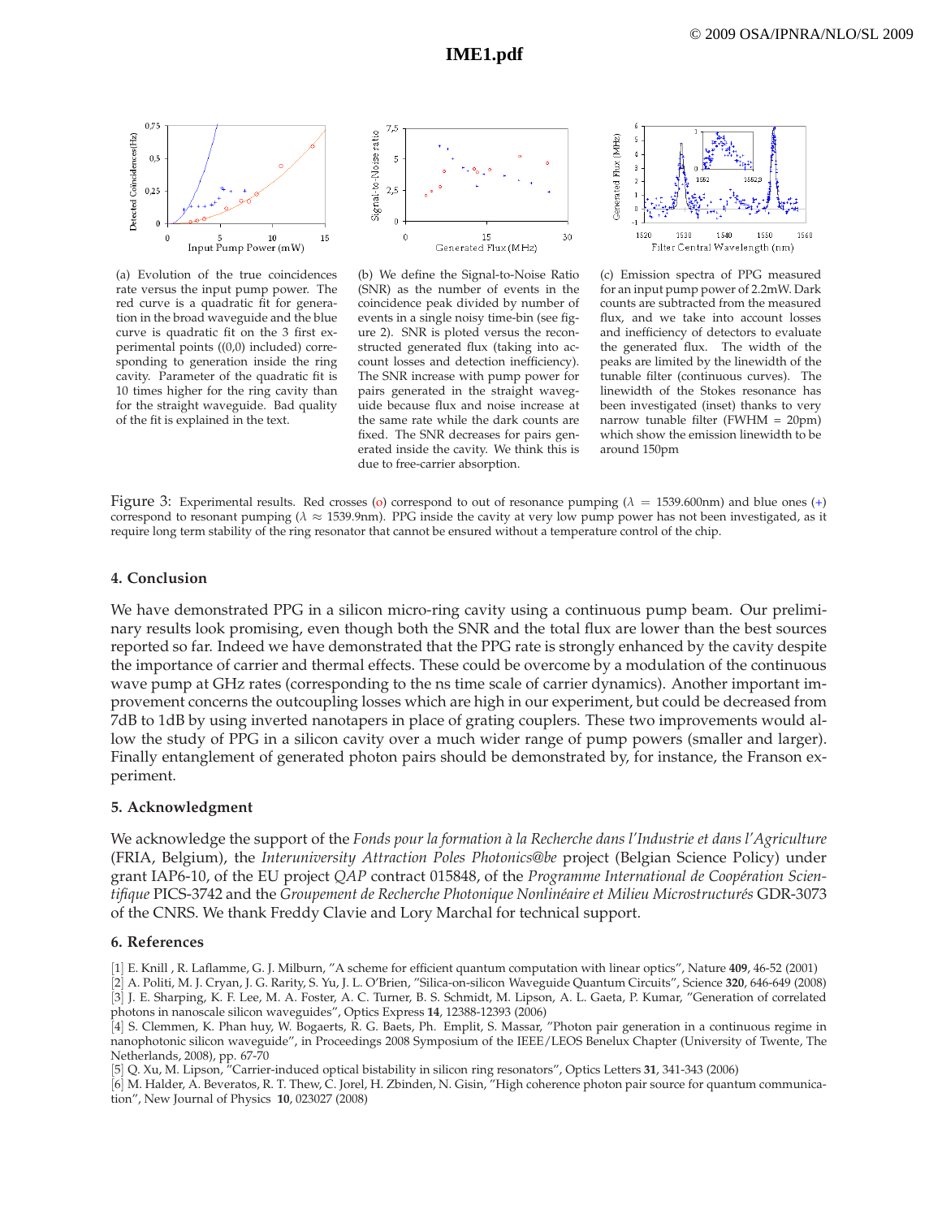0,75
0,5
0,25
0
0 5 10 15
Detected Coincidences (Hz)
Input Pump Power (mW)

(a) Evolution of the true coincidences rate versus the input pump power. The red curve is a quadratic fit for generation in the broad waveguide and the blue curve is quadratic fit on the 3 first experimental points ((0,0) included) corresponding to generation inside the ring cavity. Parameter of the quadratic fit is 10 times higher for the ring cavity than for the straight waveguide. Bad quality of the fit is explained in the text.

7,5
5
2,5
0
0 15 30
Signal-to-Noise ratio
Generated Flux (MHz)

(b) We define the Signal-to-Noise Ratio (SNR) as the number of events in the coincidence peak divided by number of events in a single noisy time-bin (see figure 2). SNR is ploted versus the reconstructed generated flux (taking into account losses and detection inefficiency). The SNR increase with pump power for pairs generated in the straight waveguide because flux and noise increase at the same rate while the dark counts are fixed. The SNR decreases for pairs generated inside the cavity. We think this is due to free-carrier absorption.

6
5
4
3
2
1
0
-1
1520 1530 1540 1550 1560
Generated Flux (MHz)
Filter Central Wavelength (nm)
3
0
1552 1552.9

(c) Emission spectra of PPG measured for an input pump power of 2.2mW. Dark counts are subtracted from the measured flux, and we take into account losses and inefficiency of detectors to evaluate the generated flux. The width of the peaks are limited by the linewidth of the tunable filter (continuous curves). The linewidth of the Stokes resonance has been investigated (inset) thanks to very narrow tunable filter (FWHM = 20pm) which show the emission linewidth to be around 150pm

Figure 3: Experimental results. Red crosses (o) correspond to out of resonance pumping ($\lambda$ = 1539.600nm) and blue ones (+) correspond to resonant pumping ($\lambda \approx$ 1539.9nm). PPG inside the cavity at very low pump power has not been investigated, as it require long term stability of the ring resonator that cannot be ensured without a temperature control of the chip.

## 4. Conclusion

We have demonstrated PPG in a silicon micro-ring cavity using a continuous pump beam. Our preliminary results look promising, even though both the SNR and the total flux are lower than the best sources reported so far. Indeed we have demonstrated that the PPG rate is strongly enhanced by the cavity despite the importance of carrier and thermal effects. These could be overcome by a modulation of the continuous wave pump at GHz rates (corresponding to the ns time scale of carrier dynamics). Another important improvement concerns the outcoupling losses which are high in our experiment, but could be decreased from 7dB to 1dB by using inverted nanotapers in place of grating couplers. These two improvements would allow the study of PPG in a silicon cavity over a much wider range of pump powers (smaller and larger). Finally entanglement of generated photon pairs should be demonstrated by, for instance, the Franson experiment.

## 5. Acknowledgment

We acknowledge the support of the *Fonds pour la formation à la Recherche dans l'Industrie et dans l'Agriculture* (FRIA, Belgium), the *Interuniversity Attraction Poles Photonics@be* project (Belgian Science Policy) under grant IAP6-10, of the EU project *QAP* contract 015848, of the *Programme International de Coopération Scientifique* PICS-3742 and the *Groupement de Recherche Photonique Nonlinéaire et Milieu Microstructurés* GDR-3073 of the CNRS. We thank Freddy Clavie and Lory Marchal for technical support.

## 6. References

[1] E. Knill , R. Laflamme, G. J. Milburn, "A scheme for efficient quantum computation with linear optics", Nature **409**, 46-52 (2001)

[2] A. Politi, M. J. Cryan, J. G. Rarity, S. Yu, J. L. O'Brien, "Silica-on-silicon Waveguide Quantum Circuits", Science **320**, 646-649 (2008)

[3] J. E. Sharping, K. F. Lee, M. A. Foster, A. C. Turner, B. S. Schmidt, M. Lipson, A. L. Gaeta, P. Kumar, "Generation of correlated photons in nanoscale silicon waveguides", Optics Express **14**, 12388-12393 (2006)

[4] S. Clemmen, K. Phan huy, W. Bogaerts, R. G. Baets, Ph. Emplit, S. Massar, "Photon pair generation in a continuous regime in nanophotonic silicon waveguide", in Proceedings 2008 Symposium of the IEEE/LEOS Benelux Chapter (University of Twente, The Netherlands, 2008), pp. 67-70

[5] Q. Xu, M. Lipson, "Carrier-induced optical bistability in silicon ring resonators", Optics Letters **31**, 341-343 (2006)

[6] M. Halder, A. Beveratos, R. T. Thew, C. Jorel, H. Zbinden, N. Gisin, "High coherence photon pair source for quantum communication", New Journal of Physics **10**, 023027 (2008)